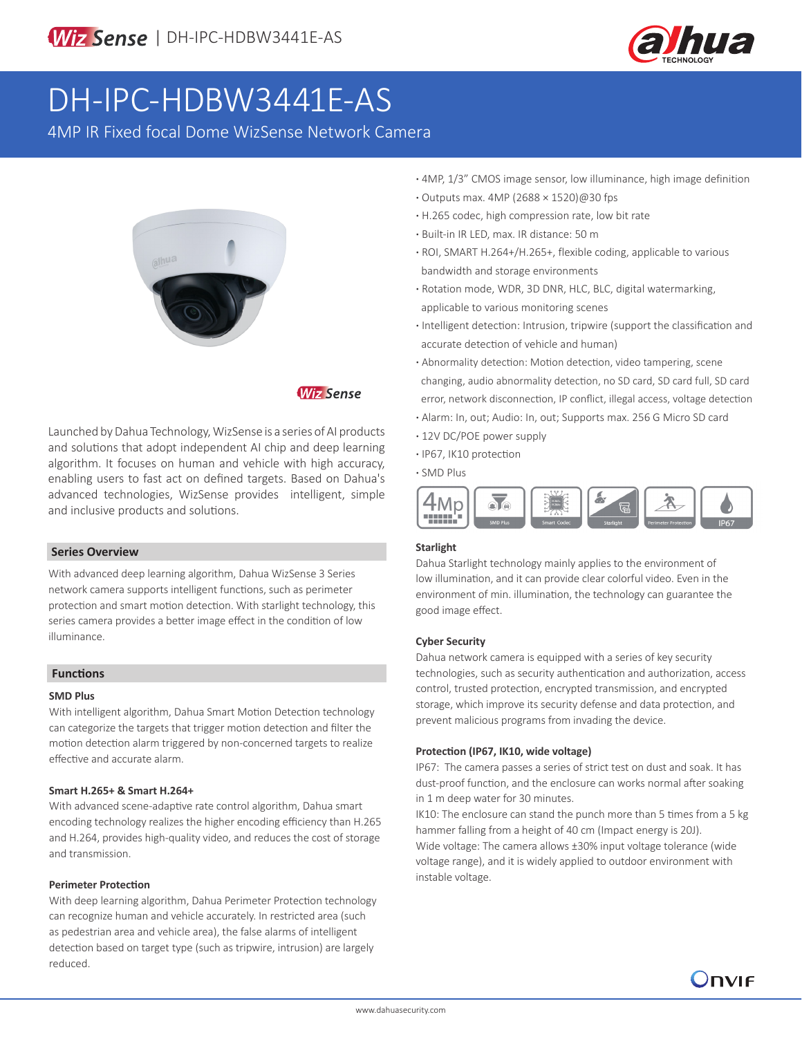WizSense | DH-IPC-HDBW3441E-AS

# DH-IPC-HDBW3441E-AS

4MP IR Fixed focal Dome WizSense Network Camera

- 4MP, 1/3" CMOS image sensor, low illuminance, high image definition
- Outputs max. 4MP (2688 × 1520)@30 fps
- H.265 codec, high compression rate, low bit rate
- Built-in IR LED, max. IR distance: 50 m
- ROI, SMART H.264+/H.265+, flexible coding, applicable to various bandwidth and storage environments
- Rotation mode, WDR, 3D DNR, HLC, BLC, digital watermarking, applicable to various monitoring scenes
- Intelligent detection: Intrusion, tripwire (support the classification and accurate detection of vehicle and human)
- Abnormality detection: Motion detection, video tampering, scene changing, audio abnormality detection, no SD card, SD card full, SD card error, network disconnection, IP conflict, illegal access, voltage detection
- Alarm: In, out; Audio: In, out; Supports max. 256 G Micro SD card
- 12V DC/POE power supply
- IP67, IK10 protection
- SMD Plus

Launched by Dahua Technology, WizSense is a series of AI products and solutions that adopt independent AI chip and deep learning algorithm. It focuses on human and vehicle with high accuracy, enabling users to fast act on defined targets. Based on Dahua's advanced technologies, WizSense provides intelligent, simple and inclusive products and solutions.

## Series Overview

With advanced deep learning algorithm, Dahua WizSense 3 Series network camera supports intelligent functions, such as perimeter protection and smart motion detection. With starlight technology, this series camera provides a better image effect in the condition of low illuminance.

## Functions

### SMD Plus

With intelligent algorithm, Dahua Smart Motion Detection technology can categorize the targets that trigger motion detection and filter the motion detection alarm triggered by non-concerned targets to realize effective and accurate alarm.

### Smart H.265+ & Smart H.264+

With advanced scene-adaptive rate control algorithm, Dahua smart encoding technology realizes the higher encoding efficiency than H.265 and H.264, provides high-quality video, and reduces the cost of storage and transmission.

### Perimeter Protection

With deep learning algorithm, Dahua Perimeter Protection technology can recognize human and vehicle accurately. In restricted area (such as pedestrian area and vehicle area), the false alarms of intelligent detection based on target type (such as tripwire, intrusion) are largely reduced.

### Starlight

Dahua Starlight technology mainly applies to the environment of low illumination, and it can provide clear colorful video. Even in the environment of min. illumination, the technology can guarantee the good image effect.

### Cyber Security

Dahua network camera is equipped with a series of key security technologies, such as security authentication and authorization, access control, trusted protection, encrypted transmission, and encrypted storage, which improve its security defense and data protection, and prevent malicious programs from invading the device.

### Protection (IP67, IK10, wide voltage)

IP67: The camera passes a series of strict test on dust and soak. It has dust-proof function, and the enclosure can works normal after soaking in 1 m deep water for 30 minutes.

IK10: The enclosure can stand the punch more than 5 times from a 5 kg hammer falling from a height of 40 cm (Impact energy is 20J).

Wide voltage: The camera allows ±30% input voltage tolerance (wide voltage range), and it is widely applied to outdoor environment with instable voltage.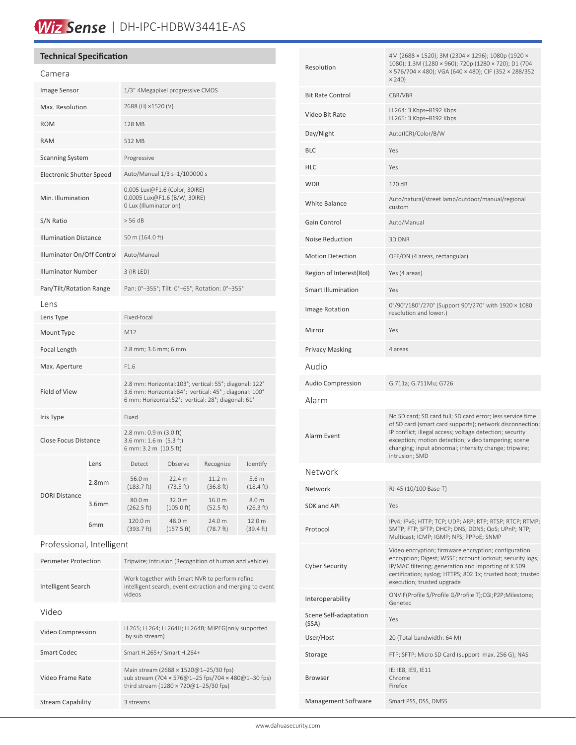# WizSense | DH-IPC-HDBW3441E-AS

## Technical Specification

### Camera

| | |
|---|---|
| Image Sensor | 1/3" 4Megapixel progressive CMOS |
| Max. Resolution | 2688 (H) ×1520 (V) |
| ROM | 128 MB |
| RAM | 512 MB |
| Scanning System | Progressive |
| Electronic Shutter Speed | Auto/Manual 1/3 s–1/100000 s |
| Min. Illumination | 0.005 Lux@F1.6 (Color, 30IRE)<br>0.0005 Lux@F1.6 (B/W, 30IRE)<br>0 Lux (Illuminator on) |
| S/N Ratio | > 56 dB |
| Illumination Distance | 50 m (164.0 ft) |
| Illuminator On/Off Control | Auto/Manual |
| Illuminator Number | 3 (IR LED) |
| Pan/Tilt/Rotation Range | Pan: 0°–355°; Tilt: 0°–65°; Rotation: 0°–355° |

### Lens

| | |
|---|---|
| Lens Type | Fixed-focal |
| Mount Type | M12 |
| Focal Length | 2.8 mm; 3.6 mm; 6 mm |
| Max. Aperture | F1.6 |
| Field of View | 2.8 mm: Horizontal:103°; vertical: 55°; diagonal: 122°<br>3.6 mm: Horizontal:84°; vertical: 45° ; diagonal: 100°<br>6 mm: Horizontal:52°; vertical: 28°; diagonal: 61° |
| Iris Type | Fixed |
| Close Focus Distance | 2.8 mm: 0.9 m (3.0 ft)<br>3.6 mm: 1.6 m (5.3 ft)<br>6 mm: 3.2 m (10.5 ft) |

| DORI Distance | Lens | Detect | Observe | Recognize | Identify |
|---|---|---|---|---|---|
| | 2.8mm | 56.0 m (183.7 ft) | 22.4 m (73.5 ft) | 11.2 m (36.8 ft) | 5.6 m (18.4 ft) |
| | 3.6mm | 80.0 m (262.5 ft) | 32.0 m (105.0 ft) | 16.0 m (52.5 ft) | 8.0 m (26.3 ft) |
| | 6mm | 120.0 m (393.7 ft) | 48.0 m (157.5 ft) | 24.0 m (78.7 ft) | 12.0 m (39.4 ft) |

### Professional, Intelligent

| | |
|---|---|
| Perimeter Protection | Tripwire; intrusion (Recognition of human and vehicle) |
| Intelligent Search | Work together with Smart NVR to perform refine intelligent search, event extraction and merging to event videos |

### Video

| | |
|---|---|
| Video Compression | H.265; H.264; H.264H; H.264B; MJPEG(only supported by sub stream) |
| Smart Codec | Smart H.265+/ Smart H.264+ |
| Video Frame Rate | Main stream (2688 × 1520@1–25/30 fps)<br>sub stream (704 × 576@1–25 fps/704 × 480@1–30 fps)<br>third stream (1280 × 720@1–25/30 fps) |
| Stream Capability | 3 streams |
| Resolution | 4M (2688 × 1520); 3M (2304 × 1296); 1080p (1920 × 1080); 1.3M (1280 × 960); 720p (1280 × 720); D1 (704 × 576/704 × 480); VGA (640 × 480); CIF (352 × 288/352 × 240) |
| Bit Rate Control | CBR/VBR |
| Video Bit Rate | H.264: 3 Kbps–8192 Kbps<br>H.265: 3 Kbps–8192 Kbps |
| Day/Night | Auto(ICR)/Color/B/W |
| BLC | Yes |
| HLC | Yes |
| WDR | 120 dB |
| White Balance | Auto/natural/street lamp/outdoor/manual/regional custom |
| Gain Control | Auto/Manual |
| Noise Reduction | 3D DNR |
| Motion Detection | OFF/ON (4 areas, rectangular) |
| Region of Interest(RoI) | Yes (4 areas) |
| Smart Illumination | Yes |
| Image Rotation | 0°/90°/180°/270° (Support 90°/270° with 1920 × 1080 resolution and lower.) |
| Mirror | Yes |
| Privacy Masking | 4 areas |

### Audio

| | |
|---|---|
| Audio Compression | G.711a; G.711Mu; G726 |

### Alarm

| | |
|---|---|
| Alarm Event | No SD card; SD card full; SD card error; less service time of SD card (smart card supports); network disconnection; IP conflict; illegal access; voltage detection; security exception; motion detection; video tampering; scene changing; input abnormal; intensity change; tripwire; intrusion; SMD |

### Network

| | |
|---|---|
| Network | RJ-45 (10/100 Base-T) |
| SDK and API | Yes |
| Protocol | IPv4; IPv6; HTTP; TCP; UDP; ARP; RTP; RTSP; RTCP; RTMP; SMTP; FTP; SFTP; DHCP; DNS; DDNS; QoS; UPnP; NTP; Multicast; ICMP; IGMP; NFS; PPPoE; SNMP |
| Cyber Security | Video encryption; firmware encryption; configuration encryption; Digest; WSSE; account lockout; security logs; IP/MAC filtering; generation and importing of X.509 certification; syslog; HTTPS; 802.1x; trusted boot; trusted execution; trusted upgrade |
| Interoperability | ONVIF(Profile S/Profile G/Profile T);CGI;P2P;Milestone; Genetec |
| Scene Self-adaptation (SSA) | Yes |
| User/Host | 20 (Total bandwidth: 64 M) |
| Storage | FTP; SFTP; Micro SD Card (support max. 256 G); NAS |
| Browser | IE: IE8, IE9, IE11<br>Chrome<br>Firefox |
| Management Software | Smart PSS, DSS, DMSS |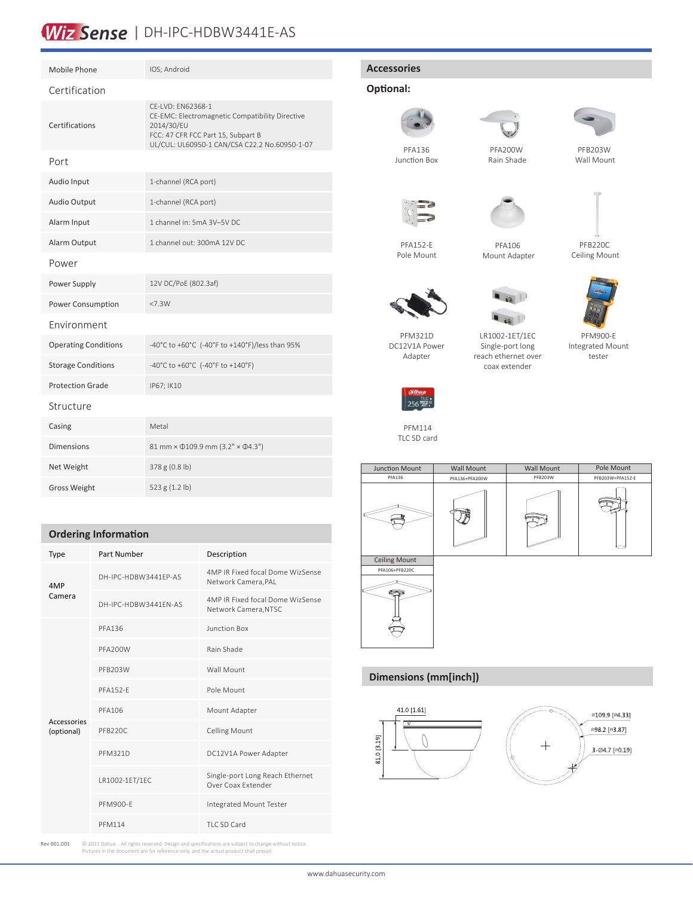# WizSense | DH-IPC-HDBW3441E-AS

| | |
|---|---|
| Mobile Phone | IOS; Android |

### Certification

| | |
|---|---|
| Certifications | CE-LVD: EN62368-1<br>CE-EMC: Electromagnetic Compatibility Directive 2014/30/EU<br>FCC: 47 CFR FCC Part 15, Subpart B<br>UL/CUL: UL60950-1 CAN/CSA C22.2 No.60950-1-07 |

### Port

| | |
|---|---|
| Audio Input | 1-channel (RCA port) |
| Audio Output | 1-channel (RCA port) |
| Alarm Input | 1 channel in: 5mA 3V–5V DC |
| Alarm Output | 1 channel out: 300mA 12V DC |

### Power

| | |
|---|---|
| Power Supply | 12V DC/PoE (802.3af) |
| Power Consumption | <7.3W |

### Environment

| | |
|---|---|
| Operating Conditions | -40°C to +60°C (-40°F to +140°F)/less than 95% |
| Storage Conditions | -40°C to +60°C (-40°F to +140°F) |
| Protection Grade | IP67; IK10 |

### Structure

| | |
|---|---|
| Casing | Metal |
| Dimensions | 81 mm × Φ109.9 mm (3.2" × Φ4.3") |
| Net Weight | 378 g (0.8 lb) |
| Gross Weight | 523 g (1.2 lb) |

## Ordering Information

| Type | Part Number | Description |
|---|---|---|
| 4MP Camera | DH-IPC-HDBW3441EP-AS | 4MP IR Fixed focal Dome WizSense Network Camera,PAL |
| | DH-IPC-HDBW3441EN-AS | 4MP IR Fixed focal Dome WizSense Network Camera,NTSC |
| Accessories (optional) | PFA136 | Junction Box |
| | PFA200W | Rain Shade |
| | PFB203W | Wall Mount |
| | PFA152-E | Pole Mount |
| | PFA106 | Mount Adapter |
| | PFB220C | Celling Mount |
| | PFM321D | DC12V1A Power Adapter |
| | LR1002-1ET/1EC | Single-port Long Reach Ethernet Over Coax Extender |
| | PFM900-E | Integrated Mount Tester |
| | PFM114 | TLC SD Card |

## Accessories

**Optional:**

- PFA136 Junction Box
- PFA200W Rain Shade
- PFB203W Wall Mount
- PFA152-E Pole Mount
- PFA106 Mount Adapter
- PFB220C Ceiling Mount
- PFM321D DC12V1A Power Adapter
- LR1002-1ET/1EC Single-port long reach ethernet over coax extender
- PFM900-E Integrated Mount tester
- PFM114 TLC SD card

| Junction Mount | Wall Mount | Wall Mount | Pole Mount |
|---|---|---|---|
| PFA136 | PFA136+PFA200W | PFB203W | PFB203W+PFA152-E |

| Ceiling Mount |
|---|
| PFA106+PFB220C |

## Dimensions (mm[inch])

41.0 [1.61]
81.0 [3.19]
ø109.9 [ø4.33]
ø98.2 [ø3.87]
3-ø4.7 [ø0.19]

Rev 001.001 © 2021 Dahua . All rights reserved. Design and specifications are subject to change without notice. Pictures in the document are for reference only, and the actual product shall prevail.

www.dahuasecurity.com